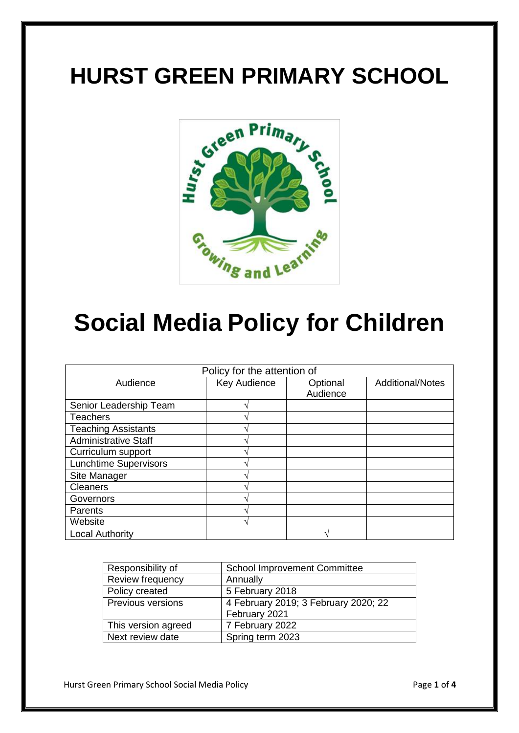# HURST GREEN PRIMARY SCHOOL

# Social Media Policy for Children

| Policy for the attention of | | | |
|---|---|---|---|
| Audience | Key Audience | Optional Audience | Additional/Notes |
| Senior Leadership Team | √ | | |
| Teachers | √ | | |
| Teaching Assistants | √ | | |
| Administrative Staff | √ | | |
| Curriculum support | √ | | |
| Lunchtime Supervisors | √ | | |
| Site Manager | √ | | |
| Cleaners | √ | | |
| Governors | √ | | |
| Parents | √ | | |
| Website | √ | | |
| Local Authority | | √ | |

| | |
|---|---|
| Responsibility of | School Improvement Committee |
| Review frequency | Annually |
| Policy created | 5 February 2018 |
| Previous versions | 4 February 2019; 3 February 2020; 22 February 2021 |
| This version agreed | 7 February 2022 |
| Next review date | Spring term 2023 |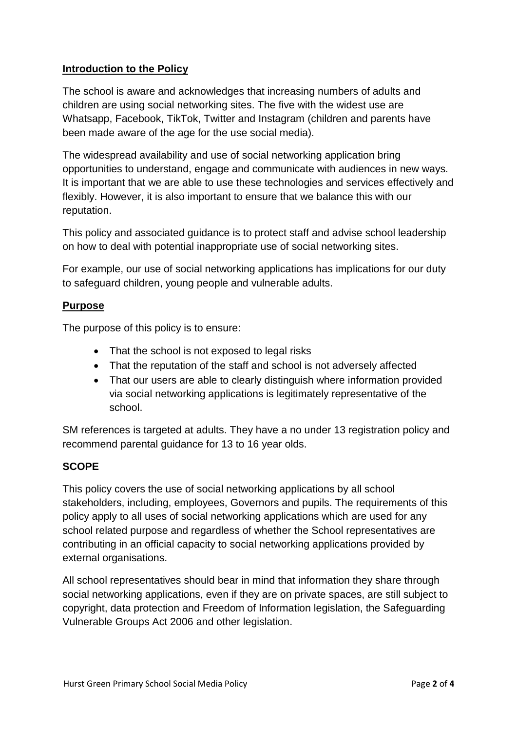## Introduction to the Policy

The school is aware and acknowledges that increasing numbers of adults and children are using social networking sites. The five with the widest use are Whatsapp, Facebook, TikTok, Twitter and Instagram (children and parents have been made aware of the age for the use social media).

The widespread availability and use of social networking application bring opportunities to understand, engage and communicate with audiences in new ways. It is important that we are able to use these technologies and services effectively and flexibly. However, it is also important to ensure that we balance this with our reputation.

This policy and associated guidance is to protect staff and advise school leadership on how to deal with potential inappropriate use of social networking sites.

For example, our use of social networking applications has implications for our duty to safeguard children, young people and vulnerable adults.

## Purpose

The purpose of this policy is to ensure:

- That the school is not exposed to legal risks
- That the reputation of the staff and school is not adversely affected
- That our users are able to clearly distinguish where information provided via social networking applications is legitimately representative of the school.

SM references is targeted at adults. They have a no under 13 registration policy and recommend parental guidance for 13 to 16 year olds.

## SCOPE

This policy covers the use of social networking applications by all school stakeholders, including, employees, Governors and pupils. The requirements of this policy apply to all uses of social networking applications which are used for any school related purpose and regardless of whether the School representatives are contributing in an official capacity to social networking applications provided by external organisations.

All school representatives should bear in mind that information they share through social networking applications, even if they are on private spaces, are still subject to copyright, data protection and Freedom of Information legislation, the Safeguarding Vulnerable Groups Act 2006 and other legislation.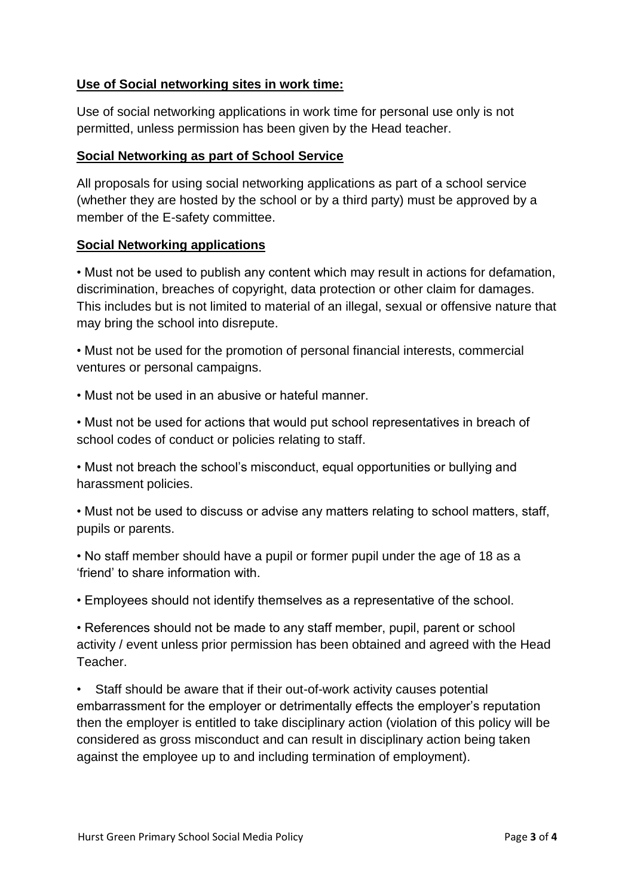**Use of Social networking sites in work time:**

Use of social networking applications in work time for personal use only is not permitted, unless permission has been given by the Head teacher.

**Social Networking as part of School Service**

All proposals for using social networking applications as part of a school service (whether they are hosted by the school or by a third party) must be approved by a member of the E-safety committee.

**Social Networking applications**

- Must not be used to publish any content which may result in actions for defamation, discrimination, breaches of copyright, data protection or other claim for damages. This includes but is not limited to material of an illegal, sexual or offensive nature that may bring the school into disrepute.
- Must not be used for the promotion of personal financial interests, commercial ventures or personal campaigns.
- Must not be used in an abusive or hateful manner.
- Must not be used for actions that would put school representatives in breach of school codes of conduct or policies relating to staff.
- Must not breach the school's misconduct, equal opportunities or bullying and harassment policies.
- Must not be used to discuss or advise any matters relating to school matters, staff, pupils or parents.
- No staff member should have a pupil or former pupil under the age of 18 as a 'friend' to share information with.
- Employees should not identify themselves as a representative of the school.
- References should not be made to any staff member, pupil, parent or school activity / event unless prior permission has been obtained and agreed with the Head Teacher.
- Staff should be aware that if their out-of-work activity causes potential embarrassment for the employer or detrimentally effects the employer's reputation then the employer is entitled to take disciplinary action (violation of this policy will be considered as gross misconduct and can result in disciplinary action being taken against the employee up to and including termination of employment).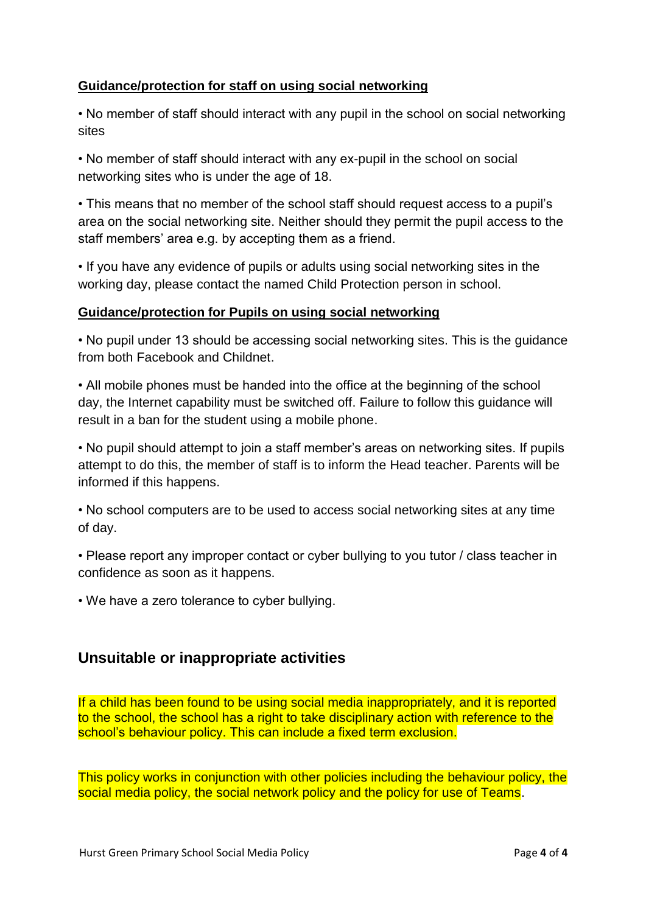**Guidance/protection for staff on using social networking**

- No member of staff should interact with any pupil in the school on social networking sites
- No member of staff should interact with any ex-pupil in the school on social networking sites who is under the age of 18.
- This means that no member of the school staff should request access to a pupil's area on the social networking site. Neither should they permit the pupil access to the staff members' area e.g. by accepting them as a friend.
- If you have any evidence of pupils or adults using social networking sites in the working day, please contact the named Child Protection person in school.

**Guidance/protection for Pupils on using social networking**

- No pupil under 13 should be accessing social networking sites. This is the guidance from both Facebook and Childnet.
- All mobile phones must be handed into the office at the beginning of the school day, the Internet capability must be switched off. Failure to follow this guidance will result in a ban for the student using a mobile phone.
- No pupil should attempt to join a staff member's areas on networking sites. If pupils attempt to do this, the member of staff is to inform the Head teacher. Parents will be informed if this happens.
- No school computers are to be used to access social networking sites at any time of day.
- Please report any improper contact or cyber bullying to you tutor / class teacher in confidence as soon as it happens.
- We have a zero tolerance to cyber bullying.

## Unsuitable or inappropriate activities

If a child has been found to be using social media inappropriately, and it is reported to the school, the school has a right to take disciplinary action with reference to the school's behaviour policy. This can include a fixed term exclusion.

This policy works in conjunction with other policies including the behaviour policy, the social media policy, the social network policy and the policy for use of Teams.